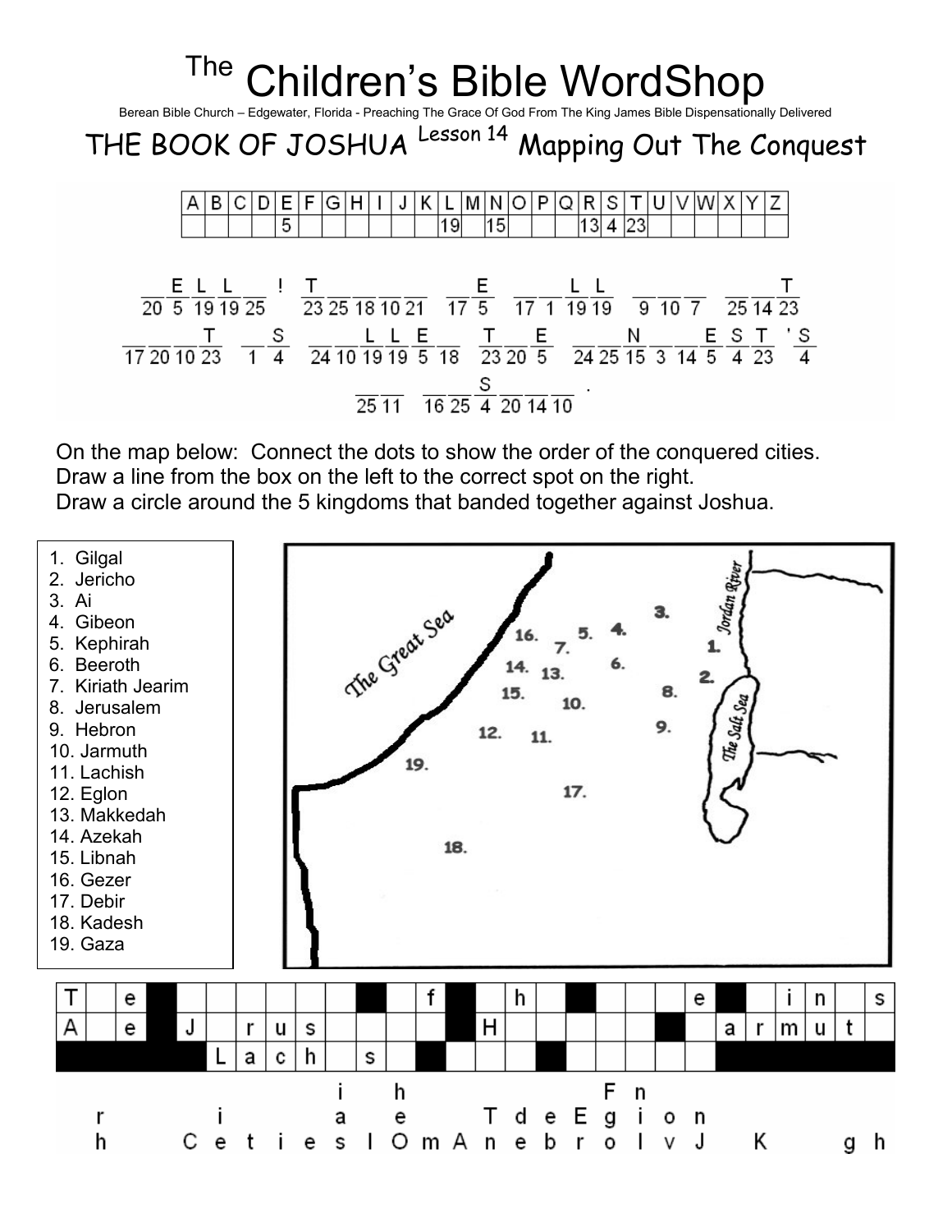# The Children's Bible WordShop

Berean Bible Church – Edgewater, Florida - Preaching The Grace Of God From The King James Bible Dispensationally Delivered

## THE BOOK OF JOSHUA Lesson 14 Mapping Out The Conquest

| A | B | C | D | E | F | G | H | I | J | K | L | M | N | O | P | Q | R | S | T | U | V | W | X | Y | Z |
|---|---|---|---|---|---|---|---|---|---|---|---|---|---|---|---|---|---|---|---|---|---|---|---|---|---|
| | | | | 5 | | | | | | | 19 | | 15 | | | | 13 | 4 | 23 | | | | | | |

\_ E L L \_ ! T \_ \_ \_ \_ \_ E \_ \_ L L \_ \_ \_ \_ \_ T
20 5 19 19 25 23 25 18 10 21 17 5 17 1 19 19 9 10 7 25 14 23

\_ \_ \_ T \_ S \_ \_ L L E \_ T \_ E \_ \_ N \_ \_ E S T 'S
17 20 10 23 1 4 24 10 19 19 5 18 23 20 5 24 25 15 3 14 5 4 23 4

\_ \_ \_ \_ S \_ \_ \_ .
25 11 16 25 4 20 14 10

On the map below: Connect the dots to show the order of the conquered cities.
Draw a line from the box on the left to the correct spot on the right.
Draw a circle around the 5 kingdoms that banded together against Joshua.

1. Gilgal
2. Jericho
3. Ai
4. Gibeon
5. Kephirah
6. Beeroth
7. Kiriath Jearim
8. Jerusalem
9. Hebron
10. Jarmuth
11. Lachish
12. Eglon
13. Makkedah
14. Azekah
15. Libnah
16. Gezer
17. Debir
18. Kadesh
19. Gaza

The Great Sea
Jordan River
The Salt Sea

| T | | e | ■ | | | | | | ■ | | f | ■ | | h | | ■ | | | | | e | ■ | | i | n | | s |
|---|---|---|---|---|---|---|---|---|---|---|---|---|---|---|---|---|---|---|---|---|---|---|---|---|---|---|---|
| A | | e | | J | | r | u | s | | | | | ■ | H | | | | | | ■ | | a | r | m | u | t | |
| ■ | ■ | ■ | ■ | ■ | L | a | c | h | | s | | ■ | | | | ■ | | | | | | ■ | ■ | ■ | ■ | ■ | ■ |

i h F n
r i a e T d e E g i o n
h C e t i e s I O m A n e b r o l v J K g h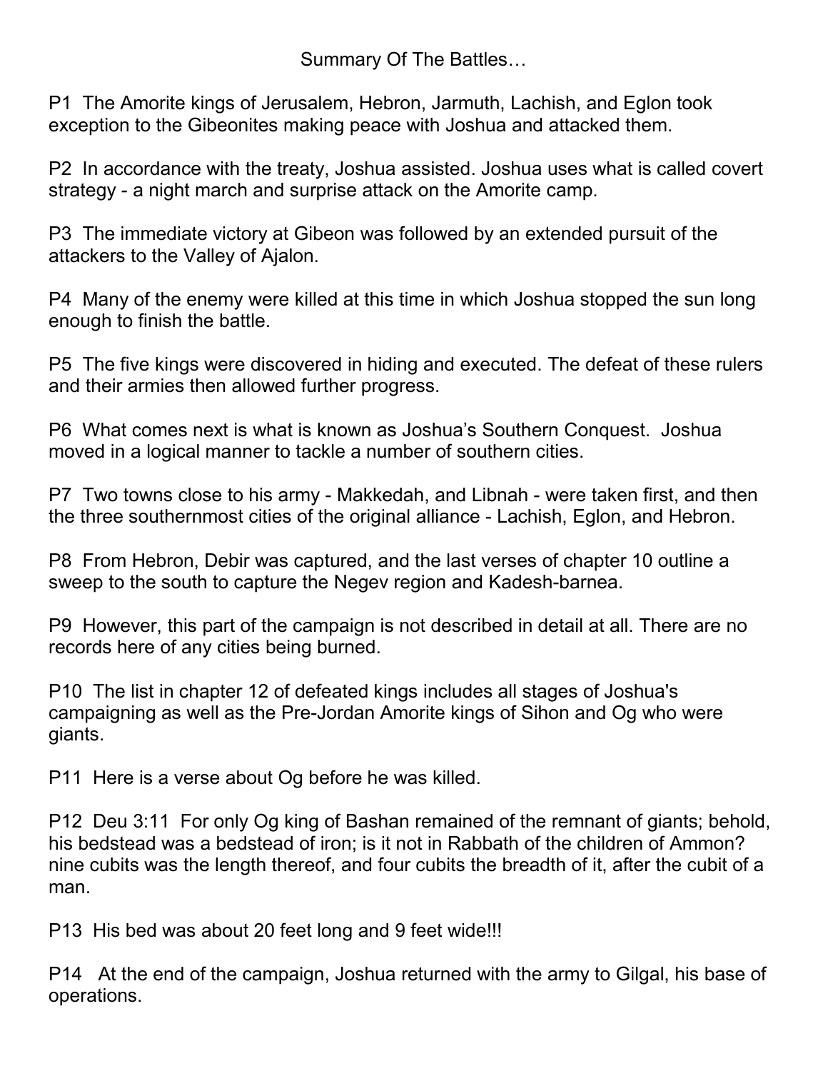Summary Of The Battles…

P1 The Amorite kings of Jerusalem, Hebron, Jarmuth, Lachish, and Eglon took exception to the Gibeonites making peace with Joshua and attacked them.

P2 In accordance with the treaty, Joshua assisted. Joshua uses what is called covert strategy - a night march and surprise attack on the Amorite camp.

P3 The immediate victory at Gibeon was followed by an extended pursuit of the attackers to the Valley of Ajalon.

P4 Many of the enemy were killed at this time in which Joshua stopped the sun long enough to finish the battle.

P5 The five kings were discovered in hiding and executed. The defeat of these rulers and their armies then allowed further progress.

P6 What comes next is what is known as Joshua's Southern Conquest. Joshua moved in a logical manner to tackle a number of southern cities.

P7 Two towns close to his army - Makkedah, and Libnah - were taken first, and then the three southernmost cities of the original alliance - Lachish, Eglon, and Hebron.

P8 From Hebron, Debir was captured, and the last verses of chapter 10 outline a sweep to the south to capture the Negev region and Kadesh-barnea.

P9 However, this part of the campaign is not described in detail at all. There are no records here of any cities being burned.

P10 The list in chapter 12 of defeated kings includes all stages of Joshua's campaigning as well as the Pre-Jordan Amorite kings of Sihon and Og who were giants.

P11 Here is a verse about Og before he was killed.

P12 Deu 3:11 For only Og king of Bashan remained of the remnant of giants; behold, his bedstead was a bedstead of iron; is it not in Rabbath of the children of Ammon? nine cubits was the length thereof, and four cubits the breadth of it, after the cubit of a man.

P13 His bed was about 20 feet long and 9 feet wide!!!

P14 At the end of the campaign, Joshua returned with the army to Gilgal, his base of operations.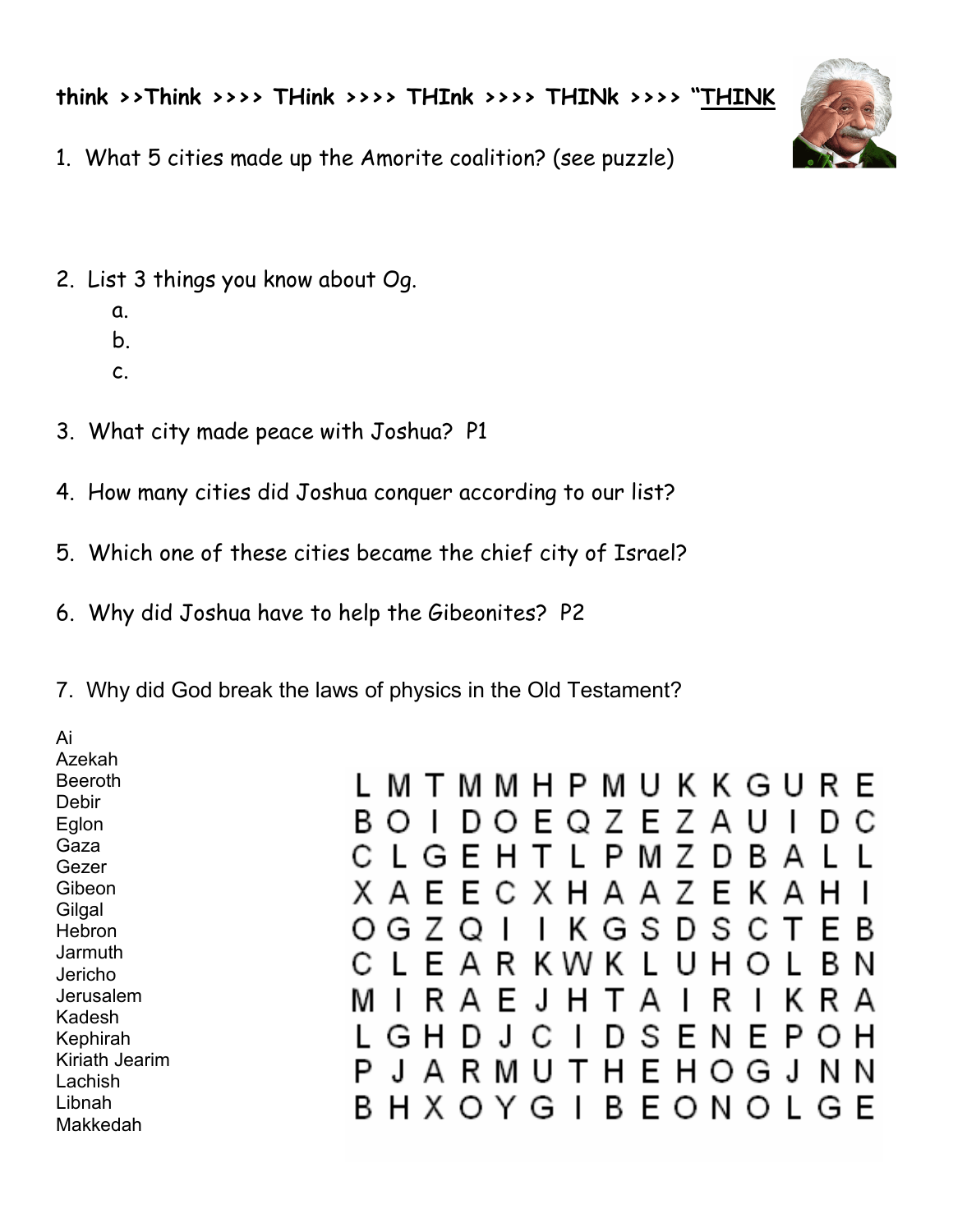**think >>Think >>>> THink >>>> THInk >>>> THINk >>>> "THINK**

1. What 5 cities made up the Amorite coalition? (see puzzle)

2. List 3 things you know about Og.
   a.
   b.
   c.

3. What city made peace with Joshua? P1

4. How many cities did Joshua conquer according to our list?

5. Which one of these cities became the chief city of Israel?

6. Why did Joshua have to help the Gibeonites? P2

7. Why did God break the laws of physics in the Old Testament?

Ai
Azekah
Beeroth
Debir
Eglon
Gaza
Gezer
Gibeon
Gilgal
Hebron
Jarmuth
Jericho
Jerusalem
Kadesh
Kephirah
Kiriath Jearim
Lachish
Libnah
Makkedah

```
L M T M M H P M U K K G U R E
B O I D O E Q Z E Z A U I D C
C L G E H T L P M Z D B A L L
X A E E C X H A A Z E K A H I
O G Z Q I I K G S D S C T E B
C L E A R K W K L U H O L B N
M I R A E J H T A I R I K R A
L G H D J C I D S E N E P O H
P J A R M U T H E H O G J N N
B H X O Y G I B E O N O L G E
```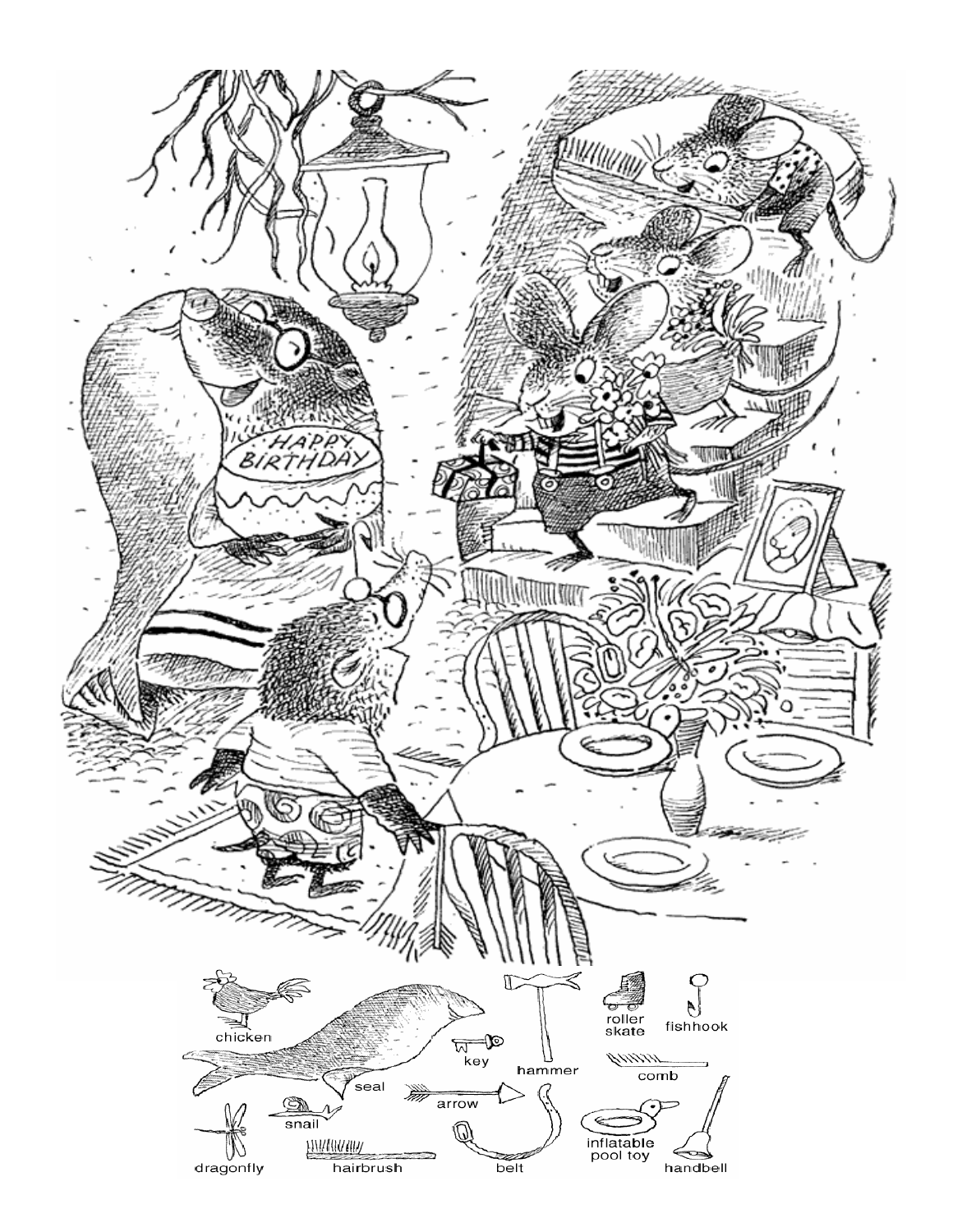chicken

seal

key

hammer

roller skate

fishhook

comb

arrow

dragonfly

snail

hairbrush

belt

inflatable pool toy

handbell